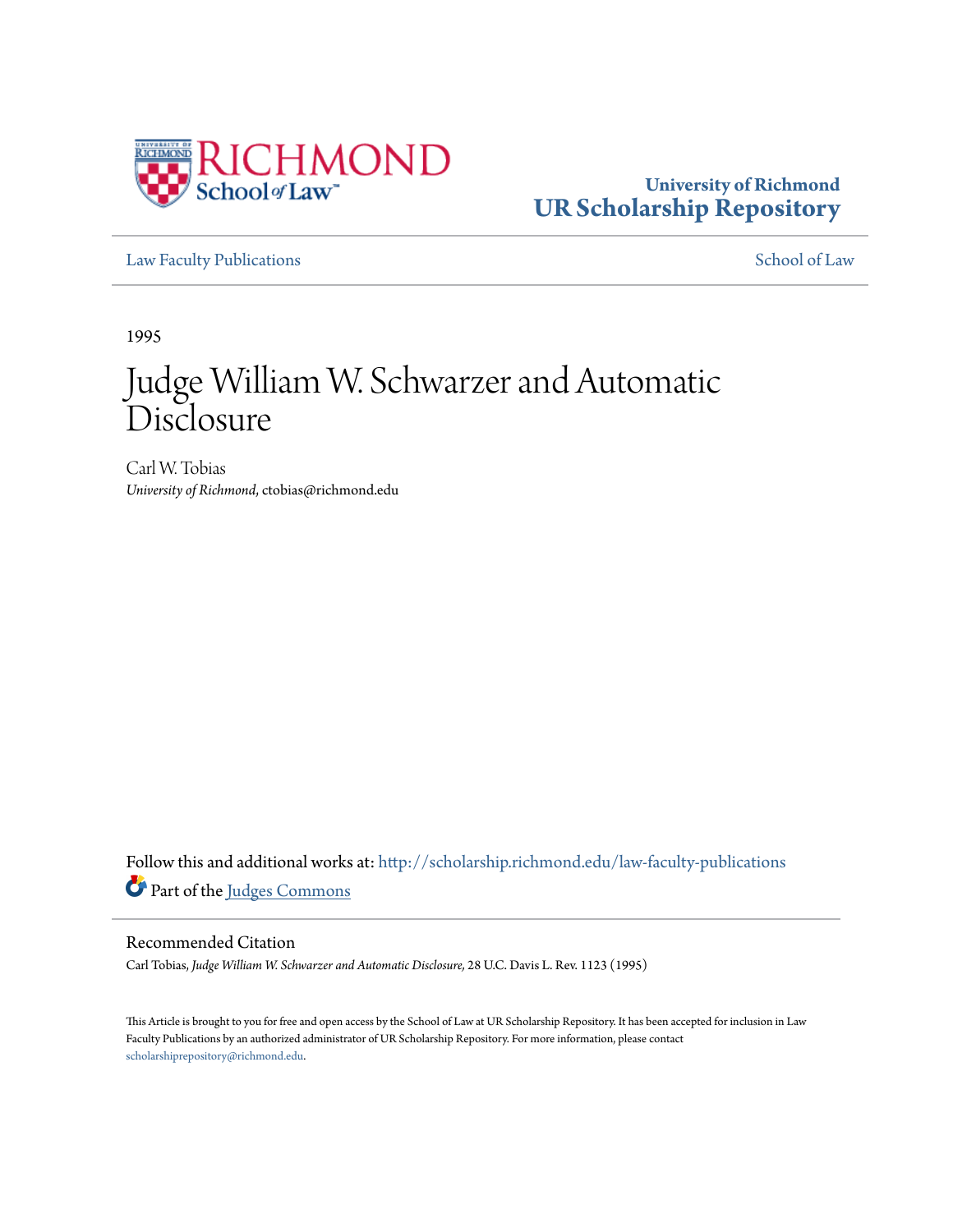University of Richmond
UR Scholarship Repository

Law Faculty Publications

School of Law

1995

# Judge William W. Schwarzer and Automatic Disclosure

Carl W. Tobias
*University of Richmond*, ctobias@richmond.edu

Follow this and additional works at: http://scholarship.richmond.edu/law-faculty-publications

Part of the Judges Commons

## Recommended Citation

Carl Tobias, *Judge William W. Schwarzer and Automatic Disclosure,* 28 U.C. Davis L. Rev. 1123 (1995)

This Article is brought to you for free and open access by the School of Law at UR Scholarship Repository. It has been accepted for inclusion in Law Faculty Publications by an authorized administrator of UR Scholarship Repository. For more information, please contact scholarshiprepository@richmond.edu.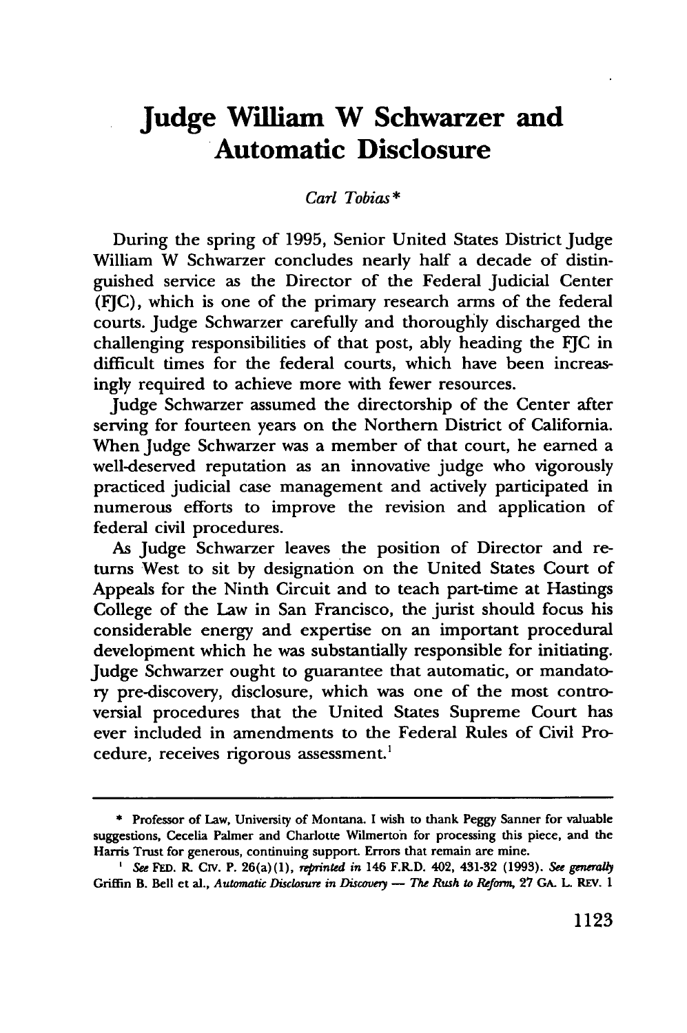# Judge William W Schwarzer and Automatic Disclosure

*Carl Tobias\**

During the spring of 1995, Senior United States District Judge William W Schwarzer concludes nearly half a decade of distinguished service as the Director of the Federal Judicial Center (FJC), which is one of the primary research arms of the federal courts. Judge Schwarzer carefully and thoroughly discharged the challenging responsibilities of that post, ably heading the FJC in difficult times for the federal courts, which have been increasingly required to achieve more with fewer resources.

Judge Schwarzer assumed the directorship of the Center after serving for fourteen years on the Northern District of California. When Judge Schwarzer was a member of that court, he earned a well-deserved reputation as an innovative judge who vigorously practiced judicial case management and actively participated in numerous efforts to improve the revision and application of federal civil procedures.

As Judge Schwarzer leaves the position of Director and returns West to sit by designation on the United States Court of Appeals for the Ninth Circuit and to teach part-time at Hastings College of the Law in San Francisco, the jurist should focus his considerable energy and expertise on an important procedural development which he was substantially responsible for initiating. Judge Schwarzer ought to guarantee that automatic, or mandatory pre-discovery, disclosure, which was one of the most controversial procedures that the United States Supreme Court has ever included in amendments to the Federal Rules of Civil Procedure, receives rigorous assessment.[1]

---

\* Professor of Law, University of Montana. I wish to thank Peggy Sanner for valuable suggestions, Cecelia Palmer and Charlotte Wilmerton for processing this piece, and the Harris Trust for generous, continuing support. Errors that remain are mine.

[1] *See* FED. R. CIV. P. 26(a)(1), *reprinted in* 146 F.R.D. 402, 431-32 (1993). *See generally* Griffin B. Bell et al., *Automatic Disclosure in Discovery — The Rush to Reform*, 27 GA. L. REV. 1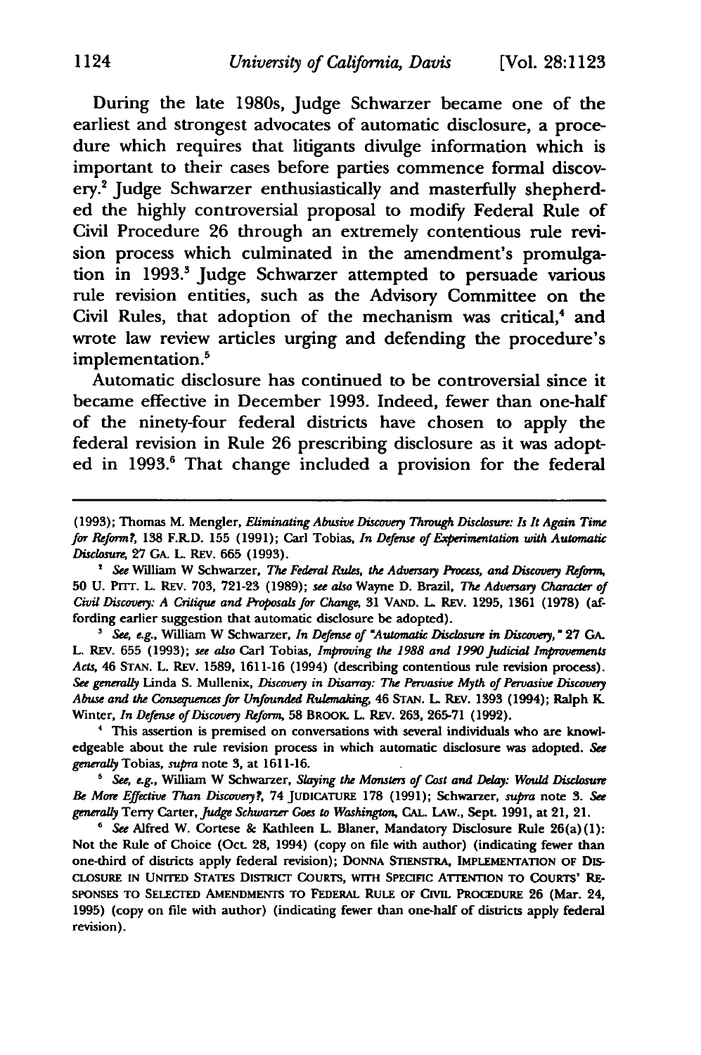During the late 1980s, Judge Schwarzer became one of the earliest and strongest advocates of automatic disclosure, a procedure which requires that litigants divulge information which is important to their cases before parties commence formal discovery.[2] Judge Schwarzer enthusiastically and masterfully shepherded the highly controversial proposal to modify Federal Rule of Civil Procedure 26 through an extremely contentious rule revision process which culminated in the amendment's promulgation in 1993.[3] Judge Schwarzer attempted to persuade various rule revision entities, such as the Advisory Committee on the Civil Rules, that adoption of the mechanism was critical,[4] and wrote law review articles urging and defending the procedure's implementation.[5]

Automatic disclosure has continued to be controversial since it became effective in December 1993. Indeed, fewer than one-half of the ninety-four federal districts have chosen to apply the federal revision in Rule 26 prescribing disclosure as it was adopted in 1993.[6] That change included a provision for the federal

---

(1993); Thomas M. Mengler, *Eliminating Abusive Discovery Through Disclosure: Is It Again Time for Reform?*, 138 F.R.D. 155 (1991); Carl Tobias, *In Defense of Experimentation with Automatic Disclosure*, 27 GA. L. REV. 665 (1993).

[2] *See* William W Schwarzer, *The Federal Rules, the Adversary Process, and Discovery Reform*, 50 U. PITT. L. REV. 703, 721-23 (1989); *see also* Wayne D. Brazil, *The Adversary Character of Civil Discovery: A Critique and Proposals for Change*, 31 VAND. L. REV. 1295, 1361 (1978) (affording earlier suggestion that automatic disclosure be adopted).

[3] *See, e.g.*, William W Schwarzer, *In Defense of "Automatic Disclosure in Discovery*," 27 GA. L. REV. 655 (1993); *see also* Carl Tobias, *Improving the 1988 and 1990 Judicial Improvements Acts*, 46 STAN. L. REV. 1589, 1611-16 (1994) (describing contentious rule revision process). *See generally* Linda S. Mullenix, *Discovery in Disarray: The Pervasive Myth of Pervasive Discovery Abuse and the Consequences for Unfounded Rulemaking*, 46 STAN. L. REV. 1393 (1994); Ralph K. Winter, *In Defense of Discovery Reform*, 58 BROOK. L. REV. 263, 265-71 (1992).

[4] This assertion is premised on conversations with several individuals who are knowledgeable about the rule revision process in which automatic disclosure was adopted. *See generally* Tobias, *supra* note 3, at 1611-16.

[5] *See, e.g.*, William W Schwarzer, *Slaying the Monsters of Cost and Delay: Would Disclosure Be More Effective Than Discovery?*, 74 JUDICATURE 178 (1991); Schwarzer, *supra* note 3. *See generally* Terry Carter, *Judge Schwarzer Goes to Washington*, CAL. LAW., Sept. 1991, at 21, 21.

[6] *See* Alfred W. Cortese & Kathleen L. Blaner, Mandatory Disclosure Rule 26(a)(1): Not the Rule of Choice (Oct. 28, 1994) (copy on file with author) (indicating fewer than one-third of districts apply federal revision); DONNA STIENSTRA, IMPLEMENTATION OF DISCLOSURE IN UNITED STATES DISTRICT COURTS, WITH SPECIFIC ATTENTION TO COURTS' RESPONSES TO SELECTED AMENDMENTS TO FEDERAL RULE OF CIVIL PROCEDURE 26 (Mar. 24, 1995) (copy on file with author) (indicating fewer than one-half of districts apply federal revision).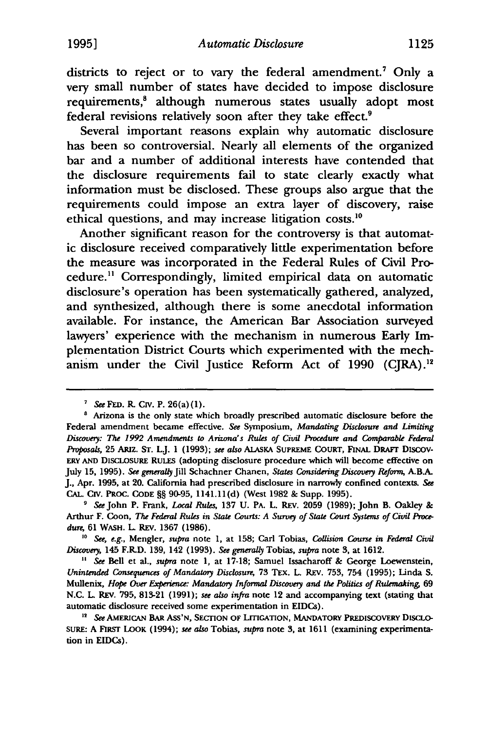districts to reject or to vary the federal amendment.[7] Only a very small number of states have decided to impose disclosure requirements,[8] although numerous states usually adopt most federal revisions relatively soon after they take effect.[9]

Several important reasons explain why automatic disclosure has been so controversial. Nearly all elements of the organized bar and a number of additional interests have contended that the disclosure requirements fail to state clearly exactly what information must be disclosed. These groups also argue that the requirements could impose an extra layer of discovery, raise ethical questions, and may increase litigation costs.[10]

Another significant reason for the controversy is that automatic disclosure received comparatively little experimentation before the measure was incorporated in the Federal Rules of Civil Procedure.[11] Correspondingly, limited empirical data on automatic disclosure's operation has been systematically gathered, analyzed, and synthesized, although there is some anecdotal information available. For instance, the American Bar Association surveyed lawyers' experience with the mechanism in numerous Early Implementation District Courts which experimented with the mechanism under the Civil Justice Reform Act of 1990 (CJRA).[12]

---

[7] *See* FED. R. CIV. P. 26(a)(1).

[8] Arizona is the only state which broadly prescribed automatic disclosure before the Federal amendment became effective. *See* Symposium, *Mandating Disclosure and Limiting Discovery: The 1992 Amendments to Arizona's Rules of Civil Procedure and Comparable Federal Proposals*, 25 ARIZ. ST. L.J. 1 (1993); *see also* ALASKA SUPREME COURT, FINAL DRAFT DISCOVERY AND DISCLOSURE RULES (adopting disclosure procedure which will become effective on July 15, 1995). *See generally* Jill Schachner Chanen, *States Considering Discovery Reform*, A.B.A. J., Apr. 1995, at 20. California had prescribed disclosure in narrowly confined contexts. *See* CAL. CIV. PROC. CODE §§ 90-95, 1141.11(d) (West 1982 & Supp. 1995).

[9] *See* John P. Frank, *Local Rules*, 137 U. PA. L. REV. 2059 (1989); John B. Oakley & Arthur F. Coon, *The Federal Rules in State Courts: A Survey of State Court Systems of Civil Procedure*, 61 WASH. L. REV. 1367 (1986).

[10] *See, e.g.*, Mengler, *supra* note 1, at 158; Carl Tobias, *Collision Course in Federal Civil Discovery*, 145 F.R.D. 139, 142 (1993). *See generally* Tobias, *supra* note 3, at 1612.

[11] *See* Bell et al., *supra* note 1, at 17-18; Samuel Issacharoff & George Loewenstein, *Unintended Consequences of Mandatory Disclosure*, 73 TEX. L. REV. 753, 754 (1995); Linda S. Mullenix, *Hope Over Experience: Mandatory Informal Discovery and the Politics of Rulemaking*, 69 N.C. L. REV. 795, 813-21 (1991); *see also infra* note 12 and accompanying text (stating that automatic disclosure received some experimentation in EIDCs).

[12] *See* AMERICAN BAR ASS'N, SECTION OF LITIGATION, MANDATORY PREDISCOVERY DISCLOSURE: A FIRST LOOK (1994); *see also* Tobias, *supra* note 3, at 1611 (examining experimentation in EIDCs).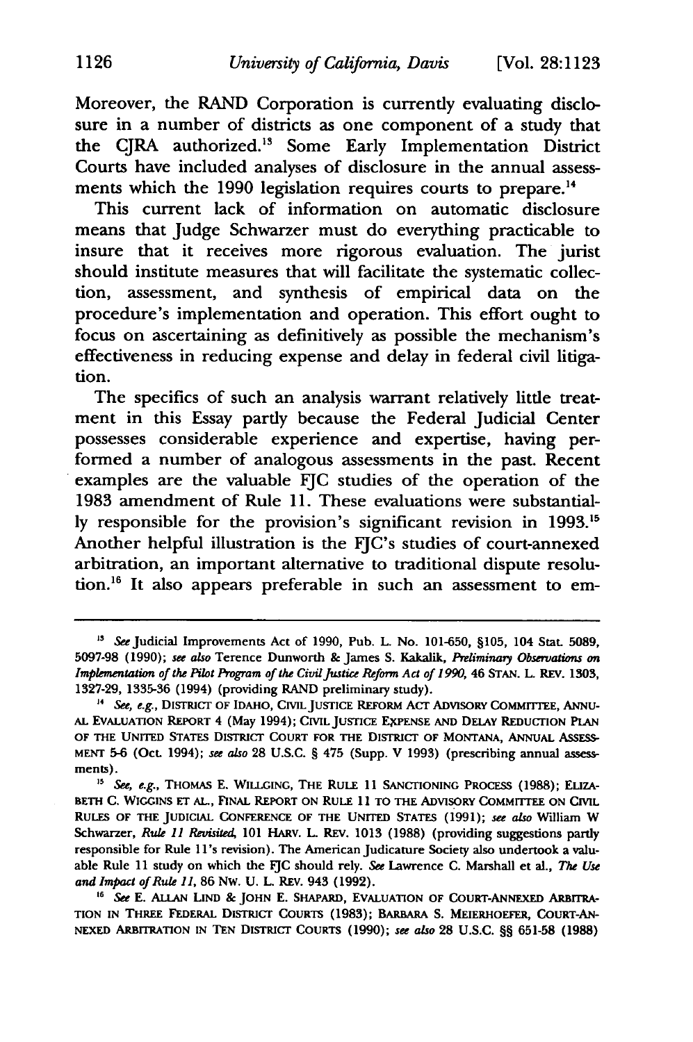Moreover, the RAND Corporation is currently evaluating disclosure in a number of districts as one component of a study that the CJRA authorized.[13] Some Early Implementation District Courts have included analyses of disclosure in the annual assessments which the 1990 legislation requires courts to prepare.[14]

This current lack of information on automatic disclosure means that Judge Schwarzer must do everything practicable to insure that it receives more rigorous evaluation. The jurist should institute measures that will facilitate the systematic collection, assessment, and synthesis of empirical data on the procedure's implementation and operation. This effort ought to focus on ascertaining as definitively as possible the mechanism's effectiveness in reducing expense and delay in federal civil litigation.

The specifics of such an analysis warrant relatively little treatment in this Essay partly because the Federal Judicial Center possesses considerable experience and expertise, having performed a number of analogous assessments in the past. Recent examples are the valuable FJC studies of the operation of the 1983 amendment of Rule 11. These evaluations were substantially responsible for the provision's significant revision in 1993.[15] Another helpful illustration is the FJC's studies of court-annexed arbitration, an important alternative to traditional dispute resolution.[16] It also appears preferable in such an assessment to em-

---

[13] *See* Judicial Improvements Act of 1990, Pub. L. No. 101-650, §105, 104 Stat. 5089, 5097-98 (1990); *see also* Terence Dunworth & James S. Kakalik, *Preliminary Observations on Implementation of the Pilot Program of the Civil Justice Reform Act of 1990*, 46 STAN. L. REV. 1303, 1327-29, 1335-36 (1994) (providing RAND preliminary study).

[14] *See, e.g.*, DISTRICT OF IDAHO, CIVIL JUSTICE REFORM ACT ADVISORY COMMITTEE, ANNUAL EVALUATION REPORT 4 (May 1994); CIVIL JUSTICE EXPENSE AND DELAY REDUCTION PLAN OF THE UNITED STATES DISTRICT COURT FOR THE DISTRICT OF MONTANA, ANNUAL ASSESSMENT 5-6 (Oct. 1994); *see also* 28 U.S.C. § 475 (Supp. V 1993) (prescribing annual assessments).

[15] *See, e.g.*, THOMAS E. WILLGING, THE RULE 11 SANCTIONING PROCESS (1988); ELIZABETH C. WIGGINS ET AL., FINAL REPORT ON RULE 11 TO THE ADVISORY COMMITTEE ON CIVIL RULES OF THE JUDICIAL CONFERENCE OF THE UNITED STATES (1991); *see also* William W Schwarzer, *Rule 11 Revisited*, 101 HARV. L. REV. 1013 (1988) (providing suggestions partly responsible for Rule 11's revision). The American Judicature Society also undertook a valuable Rule 11 study on which the FJC should rely. *See* Lawrence C. Marshall et al., *The Use and Impact of Rule 11*, 86 NW. U. L. REV. 943 (1992).

[16] *See* E. ALLAN LIND & JOHN E. SHAPARD, EVALUATION OF COURT-ANNEXED ARBITRATION IN THREE FEDERAL DISTRICT COURTS (1983); BARBARA S. MEIERHOEFER, COURT-ANNEXED ARBITRATION IN TEN DISTRICT COURTS (1990); *see also* 28 U.S.C. §§ 651-58 (1988)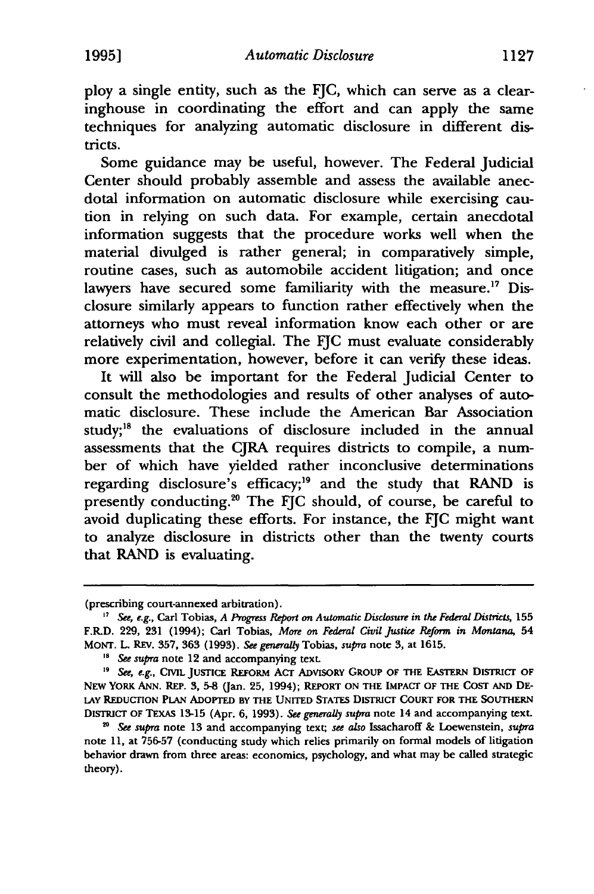ploy a single entity, such as the FJC, which can serve as a clearinghouse in coordinating the effort and can apply the same techniques for analyzing automatic disclosure in different districts.

Some guidance may be useful, however. The Federal Judicial Center should probably assemble and assess the available anecdotal information on automatic disclosure while exercising caution in relying on such data. For example, certain anecdotal information suggests that the procedure works well when the material divulged is rather general; in comparatively simple, routine cases, such as automobile accident litigation; and once lawyers have secured some familiarity with the measure.[17] Disclosure similarly appears to function rather effectively when the attorneys who must reveal information know each other or are relatively civil and collegial. The FJC must evaluate considerably more experimentation, however, before it can verify these ideas.

It will also be important for the Federal Judicial Center to consult the methodologies and results of other analyses of automatic disclosure. These include the American Bar Association study;[18] the evaluations of disclosure included in the annual assessments that the CJRA requires districts to compile, a number of which have yielded rather inconclusive determinations regarding disclosure's efficacy;[19] and the study that RAND is presently conducting.[20] The FJC should, of course, be careful to avoid duplicating these efforts. For instance, the FJC might want to analyze disclosure in districts other than the twenty courts that RAND is evaluating.

---

(prescribing court-annexed arbitration).

[17] *See, e.g.*, Carl Tobias, *A Progress Report on Automatic Disclosure in the Federal Districts*, 155 F.R.D. 229, 231 (1994); Carl Tobias, *More on Federal Civil Justice Reform in Montana*, 54 MONT. L. REV. 357, 363 (1993). *See generally* Tobias, *supra* note 3, at 1615.

[18] *See supra* note 12 and accompanying text.

[19] *See, e.g.*, CIVIL JUSTICE REFORM ACT ADVISORY GROUP OF THE EASTERN DISTRICT OF NEW YORK ANN. REP. 3, 5-8 (Jan. 25, 1994); REPORT ON THE IMPACT OF THE COST AND DELAY REDUCTION PLAN ADOPTED BY THE UNITED STATES DISTRICT COURT FOR THE SOUTHERN DISTRICT OF TEXAS 13-15 (Apr. 6, 1993). *See generally supra* note 14 and accompanying text.

[20] *See supra* note 13 and accompanying text; *see also* Issacharoff & Loewenstein, *supra* note 11, at 756-57 (conducting study which relies primarily on formal models of litigation behavior drawn from three areas: economics, psychology, and what may be called strategic theory).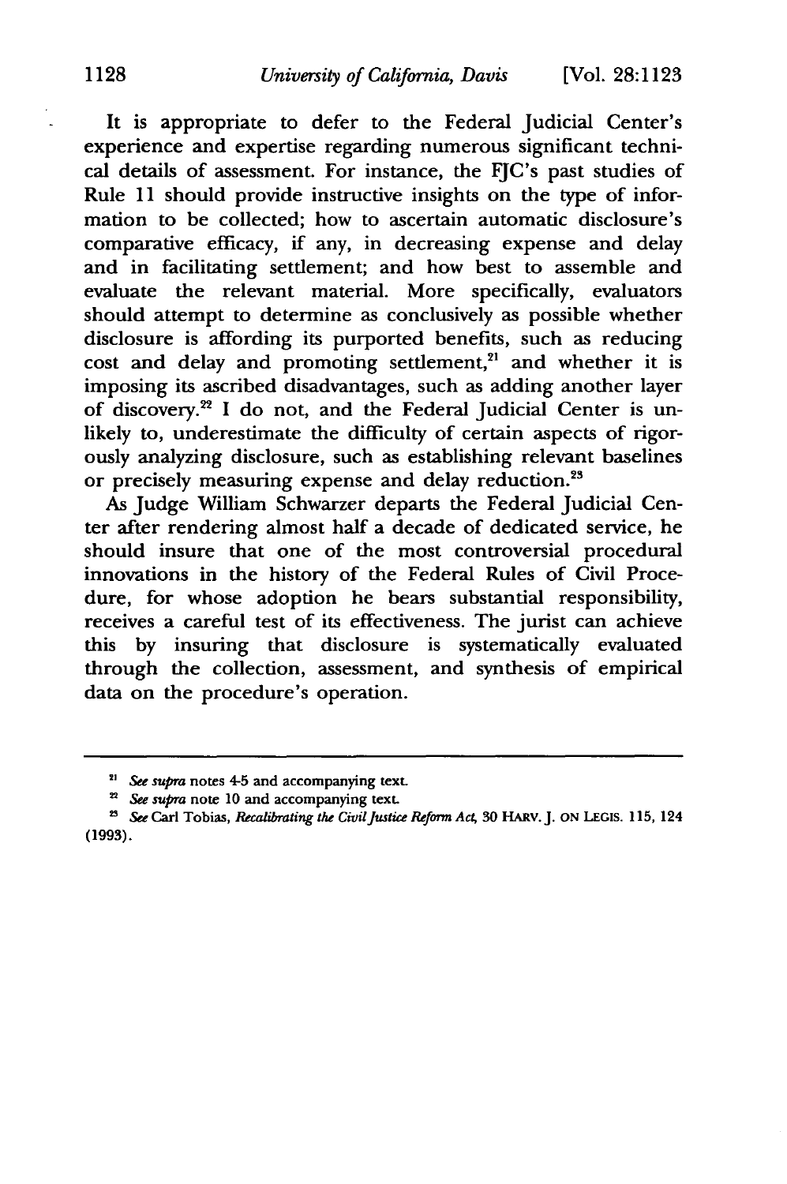It is appropriate to defer to the Federal Judicial Center's experience and expertise regarding numerous significant technical details of assessment. For instance, the FJC's past studies of Rule 11 should provide instructive insights on the type of information to be collected; how to ascertain automatic disclosure's comparative efficacy, if any, in decreasing expense and delay and in facilitating settlement; and how best to assemble and evaluate the relevant material. More specifically, evaluators should attempt to determine as conclusively as possible whether disclosure is affording its purported benefits, such as reducing cost and delay and promoting settlement,[21] and whether it is imposing its ascribed disadvantages, such as adding another layer of discovery.[22] I do not, and the Federal Judicial Center is unlikely to, underestimate the difficulty of certain aspects of rigorously analyzing disclosure, such as establishing relevant baselines or precisely measuring expense and delay reduction.[23]

As Judge William Schwarzer departs the Federal Judicial Center after rendering almost half a decade of dedicated service, he should insure that one of the most controversial procedural innovations in the history of the Federal Rules of Civil Procedure, for whose adoption he bears substantial responsibility, receives a careful test of its effectiveness. The jurist can achieve this by insuring that disclosure is systematically evaluated through the collection, assessment, and synthesis of empirical data on the procedure's operation.

---

[21] *See supra* notes 4-5 and accompanying text.

[22] *See supra* note 10 and accompanying text.

[23] *See* Carl Tobias, *Recalibrating the Civil Justice Reform Act*, 30 HARV. J. ON LEGIS. 115, 124 (1993).